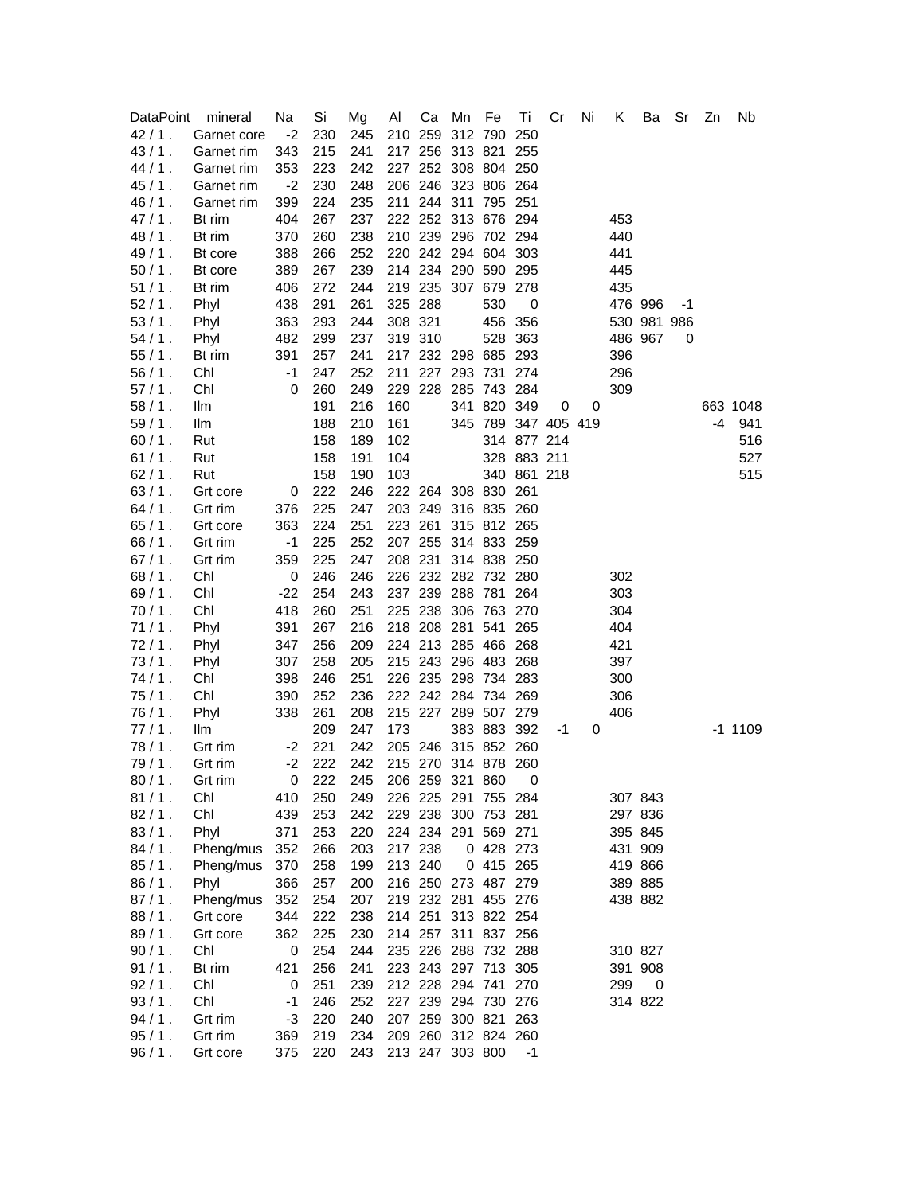| DataPoint | mineral | Na | Si | Mg | Al | Ca | Mn | Fe | Ti | Cr | Ni | K | Ba | Sr | Zn | Nb |
|---|---|---|---|---|---|---|---|---|---|---|---|---|---|---|---|---|
| 42 / 1 . | Garnet core | -2 | 230 | 245 | 210 | 259 | 312 | 790 | 250 | | | | | | | |
| 43 / 1 . | Garnet rim | 343 | 215 | 241 | 217 | 256 | 313 | 821 | 255 | | | | | | | |
| 44 / 1 . | Garnet rim | 353 | 223 | 242 | 227 | 252 | 308 | 804 | 250 | | | | | | | |
| 45 / 1 . | Garnet rim | -2 | 230 | 248 | 206 | 246 | 323 | 806 | 264 | | | | | | | |
| 46 / 1 . | Garnet rim | 399 | 224 | 235 | 211 | 244 | 311 | 795 | 251 | | | | | | | |
| 47 / 1 . | Bt rim | 404 | 267 | 237 | 222 | 252 | 313 | 676 | 294 | | | 453 | | | | |
| 48 / 1 . | Bt rim | 370 | 260 | 238 | 210 | 239 | 296 | 702 | 294 | | | 440 | | | | |
| 49 / 1 . | Bt core | 388 | 266 | 252 | 220 | 242 | 294 | 604 | 303 | | | 441 | | | | |
| 50 / 1 . | Bt core | 389 | 267 | 239 | 214 | 234 | 290 | 590 | 295 | | | 445 | | | | |
| 51 / 1 . | Bt rim | 406 | 272 | 244 | 219 | 235 | 307 | 679 | 278 | | | 435 | | | | |
| 52 / 1 . | Phyl | 438 | 291 | 261 | 325 | 288 | | 530 | 0 | | | 476 | 996 | -1 | | |
| 53 / 1 . | Phyl | 363 | 293 | 244 | 308 | 321 | | 456 | 356 | | | 530 | 981 | 986 | | |
| 54 / 1 . | Phyl | 482 | 299 | 237 | 319 | 310 | | 528 | 363 | | | 486 | 967 | 0 | | |
| 55 / 1 . | Bt rim | 391 | 257 | 241 | 217 | 232 | 298 | 685 | 293 | | | 396 | | | | |
| 56 / 1 . | Chl | -1 | 247 | 252 | 211 | 227 | 293 | 731 | 274 | | | 296 | | | | |
| 57 / 1 . | Chl | 0 | 260 | 249 | 229 | 228 | 285 | 743 | 284 | | | 309 | | | | |
| 58 / 1 . | Ilm | | 191 | 216 | 160 | | 341 | 820 | 349 | 0 | 0 | | | | 663 | 1048 |
| 59 / 1 . | Ilm | | 188 | 210 | 161 | | 345 | 789 | 347 | 405 | 419 | | | | -4 | 941 |
| 60 / 1 . | Rut | | 158 | 189 | 102 | | | 314 | 877 | 214 | | | | | | 516 |
| 61 / 1 . | Rut | | 158 | 191 | 104 | | | 328 | 883 | 211 | | | | | | 527 |
| 62 / 1 . | Rut | | 158 | 190 | 103 | | | 340 | 861 | 218 | | | | | | 515 |
| 63 / 1 . | Grt core | 0 | 222 | 246 | 222 | 264 | 308 | 830 | 261 | | | | | | | |
| 64 / 1 . | Grt rim | 376 | 225 | 247 | 203 | 249 | 316 | 835 | 260 | | | | | | | |
| 65 / 1 . | Grt core | 363 | 224 | 251 | 223 | 261 | 315 | 812 | 265 | | | | | | | |
| 66 / 1 . | Grt rim | -1 | 225 | 252 | 207 | 255 | 314 | 833 | 259 | | | | | | | |
| 67 / 1 . | Grt rim | 359 | 225 | 247 | 208 | 231 | 314 | 838 | 250 | | | | | | | |
| 68 / 1 . | Chl | 0 | 246 | 246 | 226 | 232 | 282 | 732 | 280 | | | 302 | | | | |
| 69 / 1 . | Chl | -22 | 254 | 243 | 237 | 239 | 288 | 781 | 264 | | | 303 | | | | |
| 70 / 1 . | Chl | 418 | 260 | 251 | 225 | 238 | 306 | 763 | 270 | | | 304 | | | | |
| 71 / 1 . | Phyl | 391 | 267 | 216 | 218 | 208 | 281 | 541 | 265 | | | 404 | | | | |
| 72 / 1 . | Phyl | 347 | 256 | 209 | 224 | 213 | 285 | 466 | 268 | | | 421 | | | | |
| 73 / 1 . | Phyl | 307 | 258 | 205 | 215 | 243 | 296 | 483 | 268 | | | 397 | | | | |
| 74 / 1 . | Chl | 398 | 246 | 251 | 226 | 235 | 298 | 734 | 283 | | | 300 | | | | |
| 75 / 1 . | Chl | 390 | 252 | 236 | 222 | 242 | 284 | 734 | 269 | | | 306 | | | | |
| 76 / 1 . | Phyl | 338 | 261 | 208 | 215 | 227 | 289 | 507 | 279 | | | 406 | | | | |
| 77 / 1 . | Ilm | | 209 | 247 | 173 | | 383 | 883 | 392 | -1 | 0 | | | | -1 | 1109 |
| 78 / 1 . | Grt rim | -2 | 221 | 242 | 205 | 246 | 315 | 852 | 260 | | | | | | | |
| 79 / 1 . | Grt rim | -2 | 222 | 242 | 215 | 270 | 314 | 878 | 260 | | | | | | | |
| 80 / 1 . | Grt rim | 0 | 222 | 245 | 206 | 259 | 321 | 860 | 0 | | | | | | | |
| 81 / 1 . | Chl | 410 | 250 | 249 | 226 | 225 | 291 | 755 | 284 | | | 307 | 843 | | | |
| 82 / 1 . | Chl | 439 | 253 | 242 | 229 | 238 | 300 | 753 | 281 | | | 297 | 836 | | | |
| 83 / 1 . | Phyl | 371 | 253 | 220 | 224 | 234 | 291 | 569 | 271 | | | 395 | 845 | | | |
| 84 / 1 . | Pheng/mus | 352 | 266 | 203 | 217 | 238 | 0 | 428 | 273 | | | 431 | 909 | | | |
| 85 / 1 . | Pheng/mus | 370 | 258 | 199 | 213 | 240 | 0 | 415 | 265 | | | 419 | 866 | | | |
| 86 / 1 . | Phyl | 366 | 257 | 200 | 216 | 250 | 273 | 487 | 279 | | | 389 | 885 | | | |
| 87 / 1 . | Pheng/mus | 352 | 254 | 207 | 219 | 232 | 281 | 455 | 276 | | | 438 | 882 | | | |
| 88 / 1 . | Grt core | 344 | 222 | 238 | 214 | 251 | 313 | 822 | 254 | | | | | | | |
| 89 / 1 . | Grt core | 362 | 225 | 230 | 214 | 257 | 311 | 837 | 256 | | | | | | | |
| 90 / 1 . | Chl | 0 | 254 | 244 | 235 | 226 | 288 | 732 | 288 | | | 310 | 827 | | | |
| 91 / 1 . | Bt rim | 421 | 256 | 241 | 223 | 243 | 297 | 713 | 305 | | | 391 | 908 | | | |
| 92 / 1 . | Chl | 0 | 251 | 239 | 212 | 228 | 294 | 741 | 270 | | | 299 | 0 | | | |
| 93 / 1 . | Chl | -1 | 246 | 252 | 227 | 239 | 294 | 730 | 276 | | | 314 | 822 | | | |
| 94 / 1 . | Grt rim | -3 | 220 | 240 | 207 | 259 | 300 | 821 | 263 | | | | | | | |
| 95 / 1 . | Grt rim | 369 | 219 | 234 | 209 | 260 | 312 | 824 | 260 | | | | | | | |
| 96 / 1 . | Grt core | 375 | 220 | 243 | 213 | 247 | 303 | 800 | -1 | | | | | | | |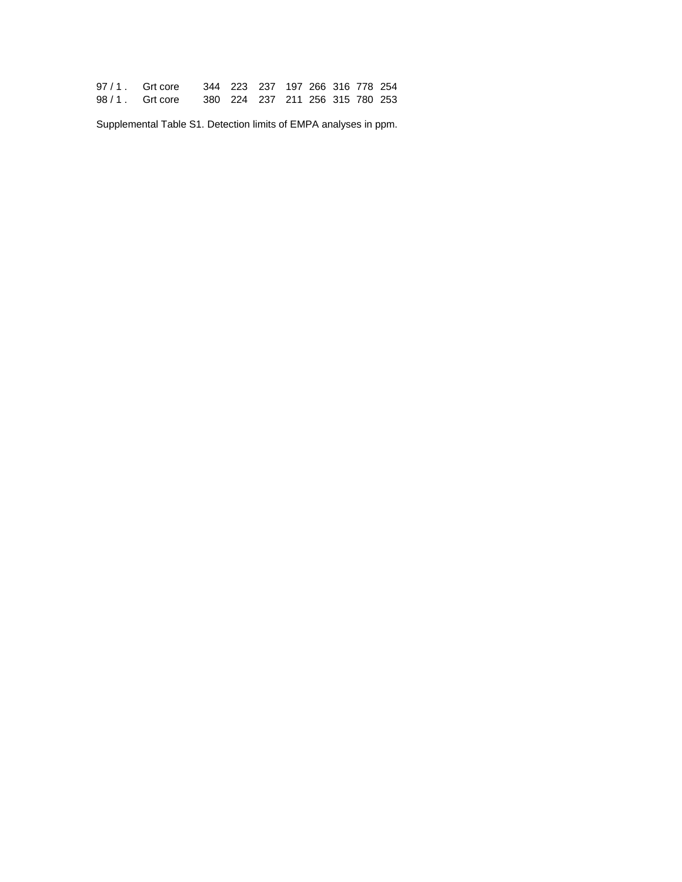| | | | | | | | | | |
|---|---|---|---|---|---|---|---|---|---|
| 97 / 1 . | Grt core | 344 | 223 | 237 | 197 | 266 | 316 | 778 | 254 |
| 98 / 1 . | Grt core | 380 | 224 | 237 | 211 | 256 | 315 | 780 | 253 |

Supplemental Table S1. Detection limits of EMPA analyses in ppm.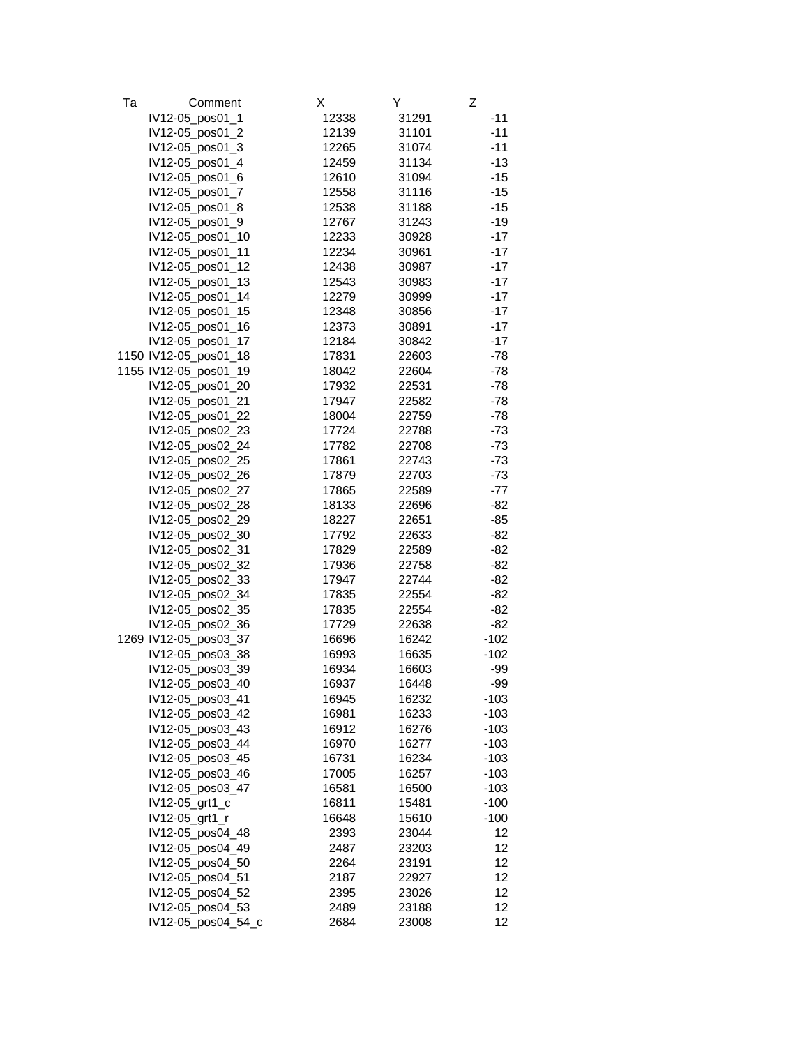| Ta | Comment | X | Y | Z |
|---|---|---|---|---|
| | IV12-05_pos01_1 | 12338 | 31291 | -11 |
| | IV12-05_pos01_2 | 12139 | 31101 | -11 |
| | IV12-05_pos01_3 | 12265 | 31074 | -11 |
| | IV12-05_pos01_4 | 12459 | 31134 | -13 |
| | IV12-05_pos01_6 | 12610 | 31094 | -15 |
| | IV12-05_pos01_7 | 12558 | 31116 | -15 |
| | IV12-05_pos01_8 | 12538 | 31188 | -15 |
| | IV12-05_pos01_9 | 12767 | 31243 | -19 |
| | IV12-05_pos01_10 | 12233 | 30928 | -17 |
| | IV12-05_pos01_11 | 12234 | 30961 | -17 |
| | IV12-05_pos01_12 | 12438 | 30987 | -17 |
| | IV12-05_pos01_13 | 12543 | 30983 | -17 |
| | IV12-05_pos01_14 | 12279 | 30999 | -17 |
| | IV12-05_pos01_15 | 12348 | 30856 | -17 |
| | IV12-05_pos01_16 | 12373 | 30891 | -17 |
| | IV12-05_pos01_17 | 12184 | 30842 | -17 |
| 1150 | IV12-05_pos01_18 | 17831 | 22603 | -78 |
| 1155 | IV12-05_pos01_19 | 18042 | 22604 | -78 |
| | IV12-05_pos01_20 | 17932 | 22531 | -78 |
| | IV12-05_pos01_21 | 17947 | 22582 | -78 |
| | IV12-05_pos01_22 | 18004 | 22759 | -78 |
| | IV12-05_pos02_23 | 17724 | 22788 | -73 |
| | IV12-05_pos02_24 | 17782 | 22708 | -73 |
| | IV12-05_pos02_25 | 17861 | 22743 | -73 |
| | IV12-05_pos02_26 | 17879 | 22703 | -73 |
| | IV12-05_pos02_27 | 17865 | 22589 | -77 |
| | IV12-05_pos02_28 | 18133 | 22696 | -82 |
| | IV12-05_pos02_29 | 18227 | 22651 | -85 |
| | IV12-05_pos02_30 | 17792 | 22633 | -82 |
| | IV12-05_pos02_31 | 17829 | 22589 | -82 |
| | IV12-05_pos02_32 | 17936 | 22758 | -82 |
| | IV12-05_pos02_33 | 17947 | 22744 | -82 |
| | IV12-05_pos02_34 | 17835 | 22554 | -82 |
| | IV12-05_pos02_35 | 17835 | 22554 | -82 |
| | IV12-05_pos02_36 | 17729 | 22638 | -82 |
| 1269 | IV12-05_pos03_37 | 16696 | 16242 | -102 |
| | IV12-05_pos03_38 | 16993 | 16635 | -102 |
| | IV12-05_pos03_39 | 16934 | 16603 | -99 |
| | IV12-05_pos03_40 | 16937 | 16448 | -99 |
| | IV12-05_pos03_41 | 16945 | 16232 | -103 |
| | IV12-05_pos03_42 | 16981 | 16233 | -103 |
| | IV12-05_pos03_43 | 16912 | 16276 | -103 |
| | IV12-05_pos03_44 | 16970 | 16277 | -103 |
| | IV12-05_pos03_45 | 16731 | 16234 | -103 |
| | IV12-05_pos03_46 | 17005 | 16257 | -103 |
| | IV12-05_pos03_47 | 16581 | 16500 | -103 |
| | IV12-05_grt1_c | 16811 | 15481 | -100 |
| | IV12-05_grt1_r | 16648 | 15610 | -100 |
| | IV12-05_pos04_48 | 2393 | 23044 | 12 |
| | IV12-05_pos04_49 | 2487 | 23203 | 12 |
| | IV12-05_pos04_50 | 2264 | 23191 | 12 |
| | IV12-05_pos04_51 | 2187 | 22927 | 12 |
| | IV12-05_pos04_52 | 2395 | 23026 | 12 |
| | IV12-05_pos04_53 | 2489 | 23188 | 12 |
| | IV12-05_pos04_54_c | 2684 | 23008 | 12 |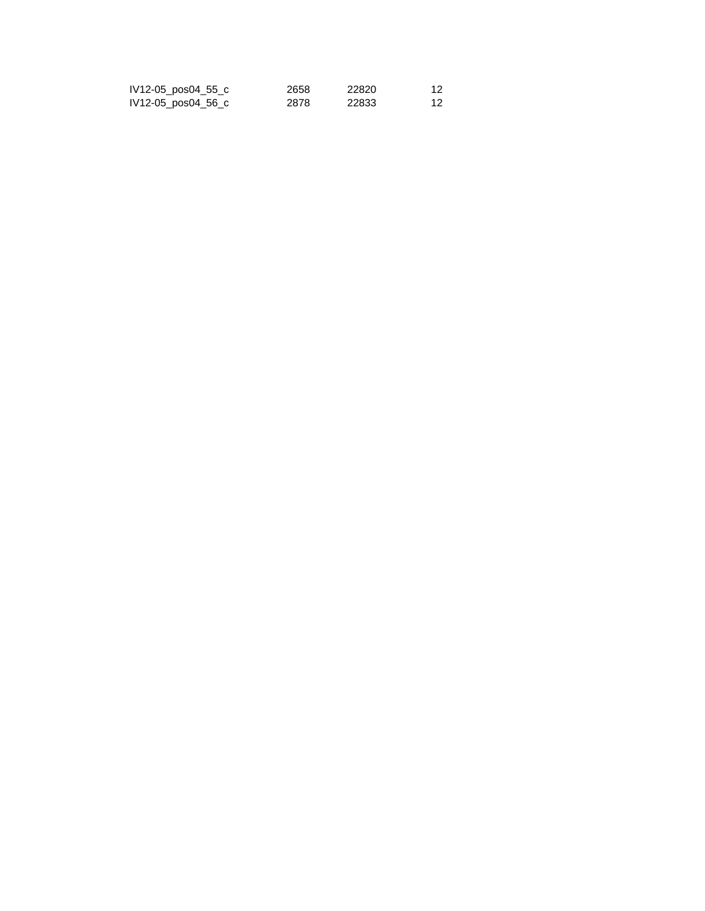| | | | |
|---|---|---|---|
| IV12-05_pos04_55_c | 2658 | 22820 | 12 |
| IV12-05_pos04_56_c | 2878 | 22833 | 12 |